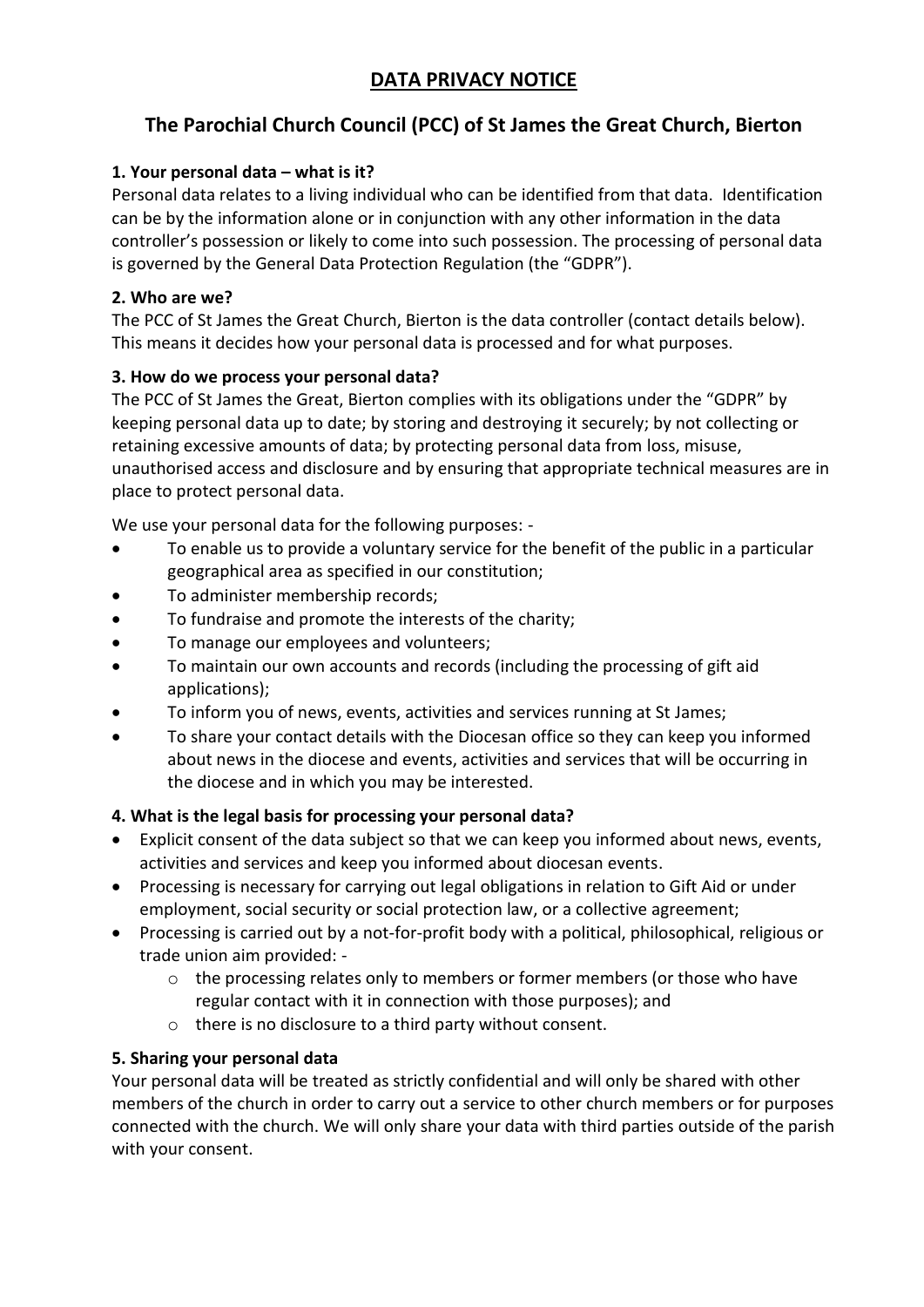# DATA PRIVACY NOTICE

## The Parochial Church Council (PCC) of St James the Great Church, Bierton

### 1. Your personal data – what is it?

Personal data relates to a living individual who can be identified from that data. Identification can be by the information alone or in conjunction with any other information in the data controller's possession or likely to come into such possession. The processing of personal data is governed by the General Data Protection Regulation (the "GDPR").

### 2. Who are we?

The PCC of St James the Great Church, Bierton is the data controller (contact details below). This means it decides how your personal data is processed and for what purposes.

### 3. How do we process your personal data?

The PCC of St James the Great, Bierton complies with its obligations under the "GDPR" by keeping personal data up to date; by storing and destroying it securely; by not collecting or retaining excessive amounts of data; by protecting personal data from loss, misuse, unauthorised access and disclosure and by ensuring that appropriate technical measures are in place to protect personal data.

We use your personal data for the following purposes: -

- To enable us to provide a voluntary service for the benefit of the public in a particular geographical area as specified in our constitution;
- To administer membership records;
- To fundraise and promote the interests of the charity;
- To manage our employees and volunteers;
- To maintain our own accounts and records (including the processing of gift aid applications);
- To inform you of news, events, activities and services running at St James;
- To share your contact details with the Diocesan office so they can keep you informed about news in the diocese and events, activities and services that will be occurring in the diocese and in which you may be interested.

### 4. What is the legal basis for processing your personal data?

- Explicit consent of the data subject so that we can keep you informed about news, events, activities and services and keep you informed about diocesan events.
- Processing is necessary for carrying out legal obligations in relation to Gift Aid or under employment, social security or social protection law, or a collective agreement;
- Processing is carried out by a not-for-profit body with a political, philosophical, religious or trade union aim provided: -
  - the processing relates only to members or former members (or those who have regular contact with it in connection with those purposes); and
  - there is no disclosure to a third party without consent.

### 5. Sharing your personal data

Your personal data will be treated as strictly confidential and will only be shared with other members of the church in order to carry out a service to other church members or for purposes connected with the church. We will only share your data with third parties outside of the parish with your consent.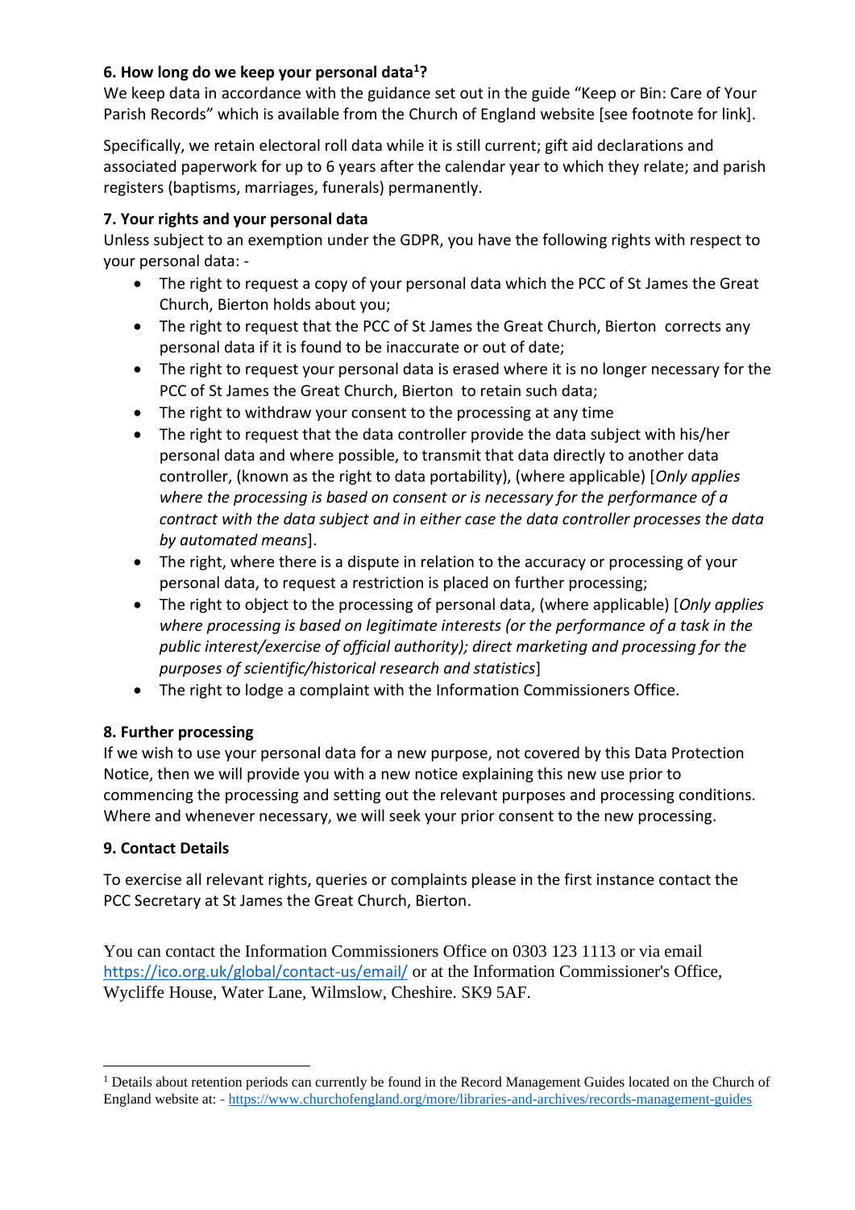**6. How long do we keep your personal data[1]?**

We keep data in accordance with the guidance set out in the guide "Keep or Bin: Care of Your Parish Records" which is available from the Church of England website [see footnote for link].

Specifically, we retain electoral roll data while it is still current; gift aid declarations and associated paperwork for up to 6 years after the calendar year to which they relate; and parish registers (baptisms, marriages, funerals) permanently.

**7. Your rights and your personal data**

Unless subject to an exemption under the GDPR, you have the following rights with respect to your personal data: -

- The right to request a copy of your personal data which the PCC of St James the Great Church, Bierton holds about you;
- The right to request that the PCC of St James the Great Church, Bierton corrects any personal data if it is found to be inaccurate or out of date;
- The right to request your personal data is erased where it is no longer necessary for the PCC of St James the Great Church, Bierton to retain such data;
- The right to withdraw your consent to the processing at any time
- The right to request that the data controller provide the data subject with his/her personal data and where possible, to transmit that data directly to another data controller, (known as the right to data portability), (where applicable) [*Only applies where the processing is based on consent or is necessary for the performance of a contract with the data subject and in either case the data controller processes the data by automated means*].
- The right, where there is a dispute in relation to the accuracy or processing of your personal data, to request a restriction is placed on further processing;
- The right to object to the processing of personal data, (where applicable) [*Only applies where processing is based on legitimate interests (or the performance of a task in the public interest/exercise of official authority); direct marketing and processing for the purposes of scientific/historical research and statistics*]
- The right to lodge a complaint with the Information Commissioners Office.

**8. Further processing**

If we wish to use your personal data for a new purpose, not covered by this Data Protection Notice, then we will provide you with a new notice explaining this new use prior to commencing the processing and setting out the relevant purposes and processing conditions. Where and whenever necessary, we will seek your prior consent to the new processing.

**9. Contact Details**

To exercise all relevant rights, queries or complaints please in the first instance contact the PCC Secretary at St James the Great Church, Bierton.

You can contact the Information Commissioners Office on 0303 123 1113 or via email https://ico.org.uk/global/contact-us/email/ or at the Information Commissioner's Office, Wycliffe House, Water Lane, Wilmslow, Cheshire. SK9 5AF.

---

[1] Details about retention periods can currently be found in the Record Management Guides located on the Church of England website at: - https://www.churchofengland.org/more/libraries-and-archives/records-management-guides